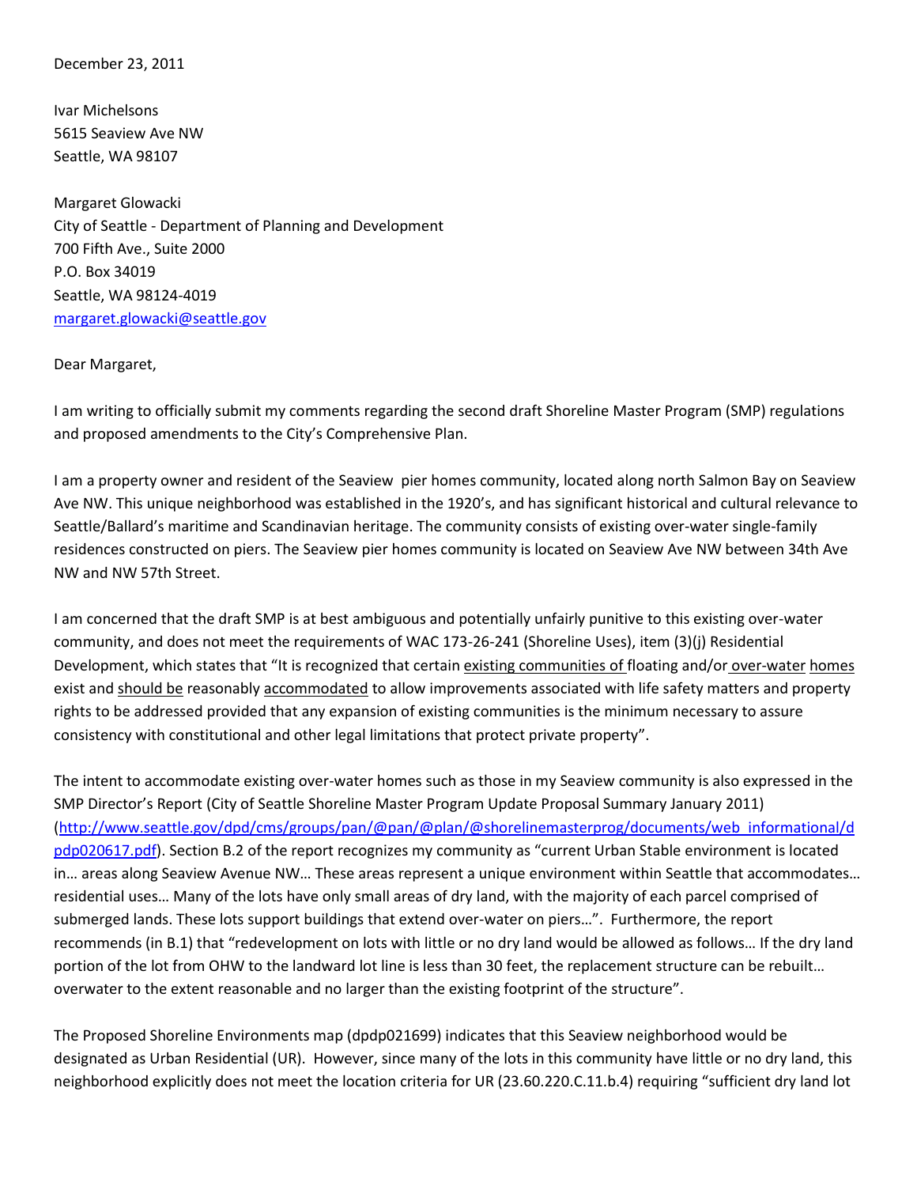December 23, 2011

Ivar Michelsons  
5615 Seaview Ave NW  
Seattle, WA 98107

Margaret Glowacki  
City of Seattle - Department of Planning and Development  
700 Fifth Ave., Suite 2000  
P.O. Box 34019  
Seattle, WA 98124-4019  
margaret.glowacki@seattle.gov

Dear Margaret,

I am writing to officially submit my comments regarding the second draft Shoreline Master Program (SMP) regulations and proposed amendments to the City's Comprehensive Plan.

I am a property owner and resident of the Seaview pier homes community, located along north Salmon Bay on Seaview Ave NW. This unique neighborhood was established in the 1920's, and has significant historical and cultural relevance to Seattle/Ballard's maritime and Scandinavian heritage. The community consists of existing over-water single-family residences constructed on piers. The Seaview pier homes community is located on Seaview Ave NW between 34th Ave NW and NW 57th Street.

I am concerned that the draft SMP is at best ambiguous and potentially unfairly punitive to this existing over-water community, and does not meet the requirements of WAC 173-26-241 (Shoreline Uses), item (3)(j) Residential Development, which states that "It is recognized that certain <u>existing communities of</u> floating and/or <u>over-water</u> <u>homes</u> exist and <u>should be</u> reasonably <u>accommodated</u> to allow improvements associated with life safety matters and property rights to be addressed provided that any expansion of existing communities is the minimum necessary to assure consistency with constitutional and other legal limitations that protect private property".

The intent to accommodate existing over-water homes such as those in my Seaview community is also expressed in the SMP Director's Report (City of Seattle Shoreline Master Program Update Proposal Summary January 2011) (http://www.seattle.gov/dpd/cms/groups/pan/@pan/@plan/@shorelinemasterprog/documents/web_informational/dpdp020617.pdf). Section B.2 of the report recognizes my community as "current Urban Stable environment is located in… areas along Seaview Avenue NW… These areas represent a unique environment within Seattle that accommodates… residential uses… Many of the lots have only small areas of dry land, with the majority of each parcel comprised of submerged lands. These lots support buildings that extend over-water on piers…". Furthermore, the report recommends (in B.1) that "redevelopment on lots with little or no dry land would be allowed as follows… If the dry land portion of the lot from OHW to the landward lot line is less than 30 feet, the replacement structure can be rebuilt… overwater to the extent reasonable and no larger than the existing footprint of the structure".

The Proposed Shoreline Environments map (dpdp021699) indicates that this Seaview neighborhood would be designated as Urban Residential (UR). However, since many of the lots in this community have little or no dry land, this neighborhood explicitly does not meet the location criteria for UR (23.60.220.C.11.b.4) requiring "sufficient dry land lot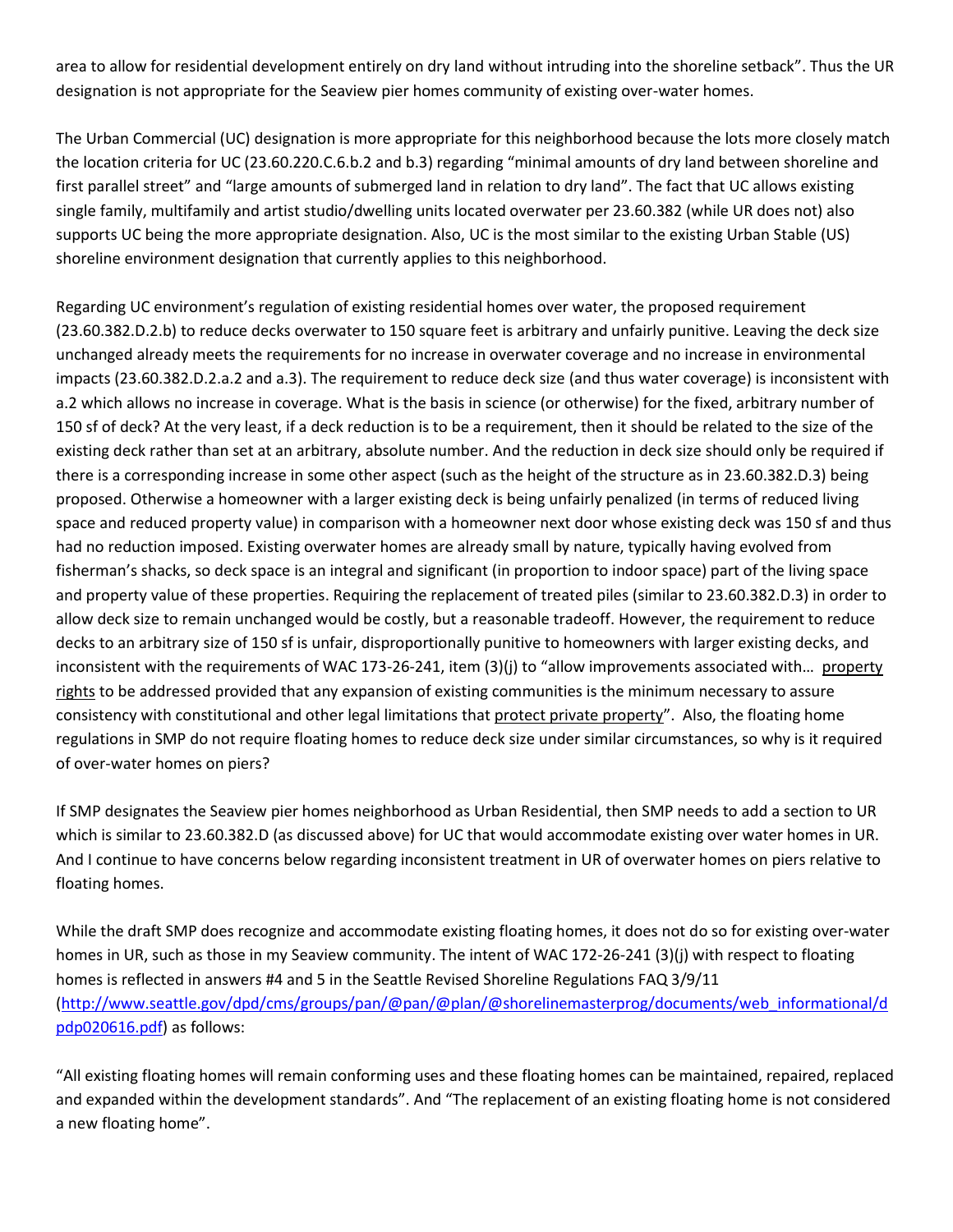area to allow for residential development entirely on dry land without intruding into the shoreline setback". Thus the UR designation is not appropriate for the Seaview pier homes community of existing over-water homes.

The Urban Commercial (UC) designation is more appropriate for this neighborhood because the lots more closely match the location criteria for UC (23.60.220.C.6.b.2 and b.3) regarding "minimal amounts of dry land between shoreline and first parallel street" and "large amounts of submerged land in relation to dry land". The fact that UC allows existing single family, multifamily and artist studio/dwelling units located overwater per 23.60.382 (while UR does not) also supports UC being the more appropriate designation. Also, UC is the most similar to the existing Urban Stable (US) shoreline environment designation that currently applies to this neighborhood.

Regarding UC environment's regulation of existing residential homes over water, the proposed requirement (23.60.382.D.2.b) to reduce decks overwater to 150 square feet is arbitrary and unfairly punitive. Leaving the deck size unchanged already meets the requirements for no increase in overwater coverage and no increase in environmental impacts (23.60.382.D.2.a.2 and a.3). The requirement to reduce deck size (and thus water coverage) is inconsistent with a.2 which allows no increase in coverage. What is the basis in science (or otherwise) for the fixed, arbitrary number of 150 sf of deck? At the very least, if a deck reduction is to be a requirement, then it should be related to the size of the existing deck rather than set at an arbitrary, absolute number. And the reduction in deck size should only be required if there is a corresponding increase in some other aspect (such as the height of the structure as in 23.60.382.D.3) being proposed. Otherwise a homeowner with a larger existing deck is being unfairly penalized (in terms of reduced living space and reduced property value) in comparison with a homeowner next door whose existing deck was 150 sf and thus had no reduction imposed. Existing overwater homes are already small by nature, typically having evolved from fisherman's shacks, so deck space is an integral and significant (in proportion to indoor space) part of the living space and property value of these properties. Requiring the replacement of treated piles (similar to 23.60.382.D.3) in order to allow deck size to remain unchanged would be costly, but a reasonable tradeoff. However, the requirement to reduce decks to an arbitrary size of 150 sf is unfair, disproportionally punitive to homeowners with larger existing decks, and inconsistent with the requirements of WAC 173-26-241, item (3)(j) to "allow improvements associated with… property rights to be addressed provided that any expansion of existing communities is the minimum necessary to assure consistency with constitutional and other legal limitations that protect private property". Also, the floating home regulations in SMP do not require floating homes to reduce deck size under similar circumstances, so why is it required of over-water homes on piers?

If SMP designates the Seaview pier homes neighborhood as Urban Residential, then SMP needs to add a section to UR which is similar to 23.60.382.D (as discussed above) for UC that would accommodate existing over water homes in UR. And I continue to have concerns below regarding inconsistent treatment in UR of overwater homes on piers relative to floating homes.

While the draft SMP does recognize and accommodate existing floating homes, it does not do so for existing over-water homes in UR, such as those in my Seaview community. The intent of WAC 172-26-241 (3)(j) with respect to floating homes is reflected in answers #4 and 5 in the Seattle Revised Shoreline Regulations FAQ 3/9/11 (http://www.seattle.gov/dpd/cms/groups/pan/@pan/@plan/@shorelinemasterprog/documents/web_informational/dpdp020616.pdf) as follows:

"All existing floating homes will remain conforming uses and these floating homes can be maintained, repaired, replaced and expanded within the development standards". And "The replacement of an existing floating home is not considered a new floating home".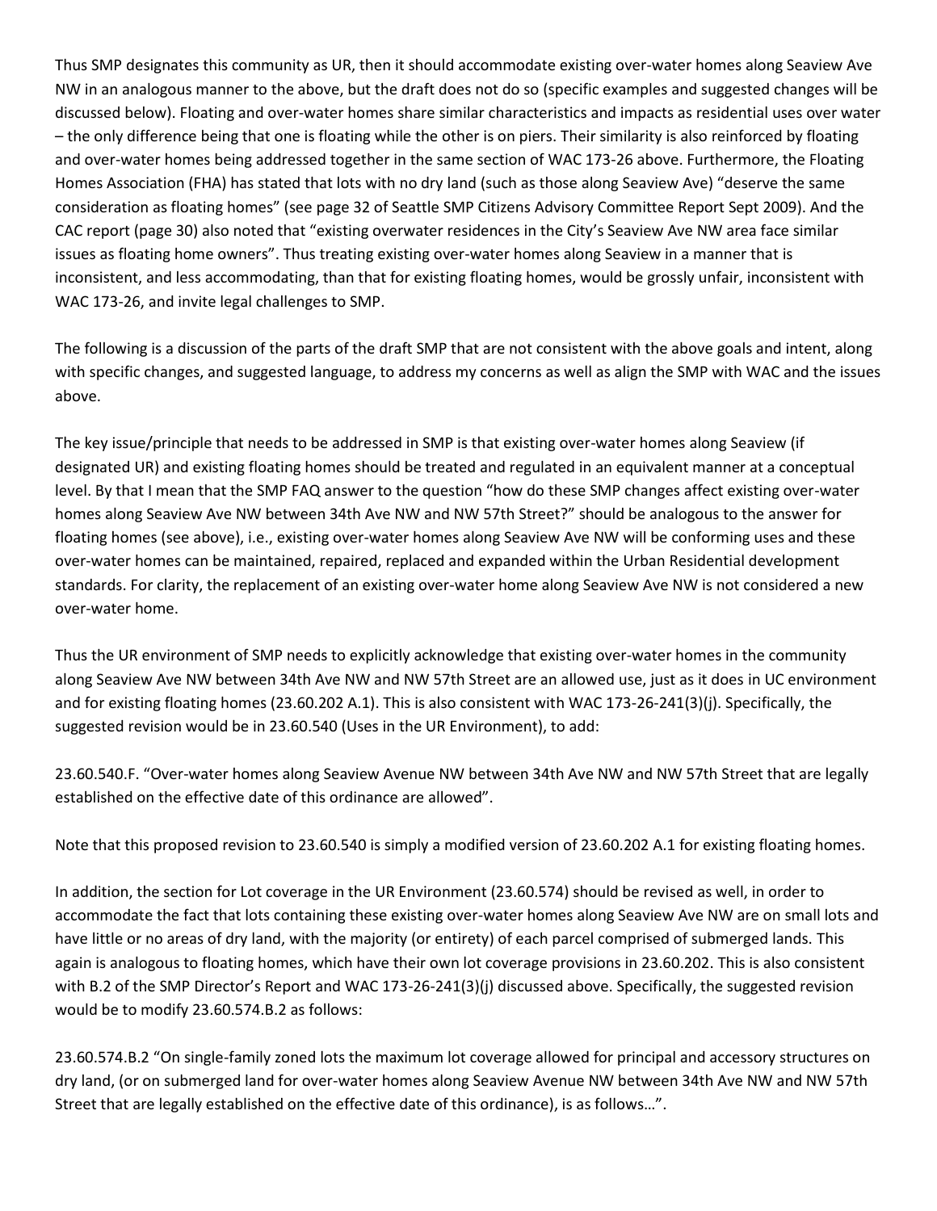Thus SMP designates this community as UR, then it should accommodate existing over-water homes along Seaview Ave NW in an analogous manner to the above, but the draft does not do so (specific examples and suggested changes will be discussed below). Floating and over-water homes share similar characteristics and impacts as residential uses over water – the only difference being that one is floating while the other is on piers. Their similarity is also reinforced by floating and over-water homes being addressed together in the same section of WAC 173-26 above. Furthermore, the Floating Homes Association (FHA) has stated that lots with no dry land (such as those along Seaview Ave) "deserve the same consideration as floating homes" (see page 32 of Seattle SMP Citizens Advisory Committee Report Sept 2009). And the CAC report (page 30) also noted that "existing overwater residences in the City's Seaview Ave NW area face similar issues as floating home owners". Thus treating existing over-water homes along Seaview in a manner that is inconsistent, and less accommodating, than that for existing floating homes, would be grossly unfair, inconsistent with WAC 173-26, and invite legal challenges to SMP.

The following is a discussion of the parts of the draft SMP that are not consistent with the above goals and intent, along with specific changes, and suggested language, to address my concerns as well as align the SMP with WAC and the issues above.

The key issue/principle that needs to be addressed in SMP is that existing over-water homes along Seaview (if designated UR) and existing floating homes should be treated and regulated in an equivalent manner at a conceptual level. By that I mean that the SMP FAQ answer to the question "how do these SMP changes affect existing over-water homes along Seaview Ave NW between 34th Ave NW and NW 57th Street?" should be analogous to the answer for floating homes (see above), i.e., existing over-water homes along Seaview Ave NW will be conforming uses and these over-water homes can be maintained, repaired, replaced and expanded within the Urban Residential development standards. For clarity, the replacement of an existing over-water home along Seaview Ave NW is not considered a new over-water home.

Thus the UR environment of SMP needs to explicitly acknowledge that existing over-water homes in the community along Seaview Ave NW between 34th Ave NW and NW 57th Street are an allowed use, just as it does in UC environment and for existing floating homes (23.60.202 A.1). This is also consistent with WAC 173-26-241(3)(j). Specifically, the suggested revision would be in 23.60.540 (Uses in the UR Environment), to add:

23.60.540.F. "Over-water homes along Seaview Avenue NW between 34th Ave NW and NW 57th Street that are legally established on the effective date of this ordinance are allowed".

Note that this proposed revision to 23.60.540 is simply a modified version of 23.60.202 A.1 for existing floating homes.

In addition, the section for Lot coverage in the UR Environment (23.60.574) should be revised as well, in order to accommodate the fact that lots containing these existing over-water homes along Seaview Ave NW are on small lots and have little or no areas of dry land, with the majority (or entirety) of each parcel comprised of submerged lands. This again is analogous to floating homes, which have their own lot coverage provisions in 23.60.202. This is also consistent with B.2 of the SMP Director's Report and WAC 173-26-241(3)(j) discussed above. Specifically, the suggested revision would be to modify 23.60.574.B.2 as follows:

23.60.574.B.2 "On single-family zoned lots the maximum lot coverage allowed for principal and accessory structures on dry land, (or on submerged land for over-water homes along Seaview Avenue NW between 34th Ave NW and NW 57th Street that are legally established on the effective date of this ordinance), is as follows…".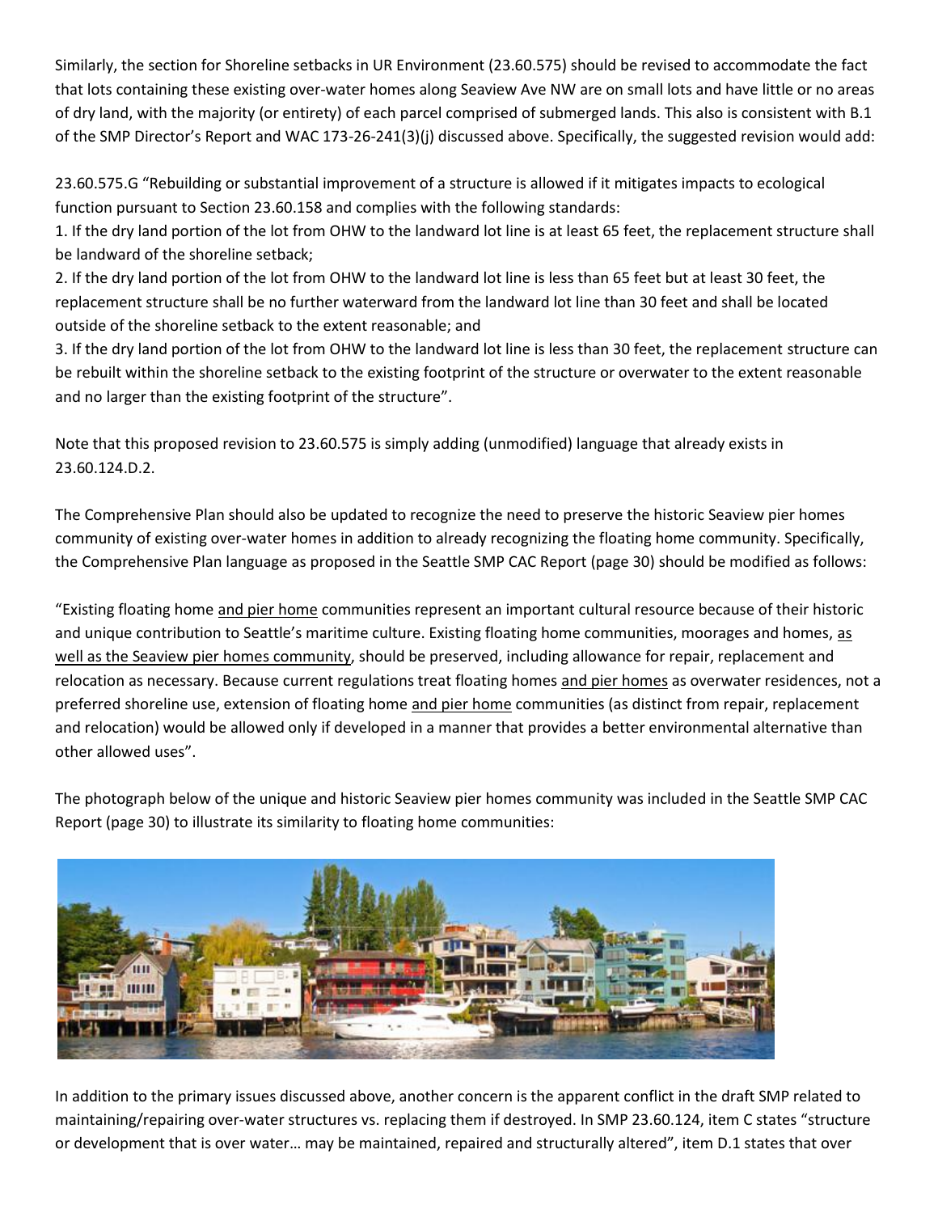Similarly, the section for Shoreline setbacks in UR Environment (23.60.575) should be revised to accommodate the fact that lots containing these existing over-water homes along Seaview Ave NW are on small lots and have little or no areas of dry land, with the majority (or entirety) of each parcel comprised of submerged lands. This also is consistent with B.1 of the SMP Director's Report and WAC 173-26-241(3)(j) discussed above. Specifically, the suggested revision would add:

23.60.575.G "Rebuilding or substantial improvement of a structure is allowed if it mitigates impacts to ecological function pursuant to Section 23.60.158 and complies with the following standards:
1. If the dry land portion of the lot from OHW to the landward lot line is at least 65 feet, the replacement structure shall be landward of the shoreline setback;
2. If the dry land portion of the lot from OHW to the landward lot line is less than 65 feet but at least 30 feet, the replacement structure shall be no further waterward from the landward lot line than 30 feet and shall be located outside of the shoreline setback to the extent reasonable; and
3. If the dry land portion of the lot from OHW to the landward lot line is less than 30 feet, the replacement structure can be rebuilt within the shoreline setback to the existing footprint of the structure or overwater to the extent reasonable and no larger than the existing footprint of the structure".

Note that this proposed revision to 23.60.575 is simply adding (unmodified) language that already exists in 23.60.124.D.2.

The Comprehensive Plan should also be updated to recognize the need to preserve the historic Seaview pier homes community of existing over-water homes in addition to already recognizing the floating home community. Specifically, the Comprehensive Plan language as proposed in the Seattle SMP CAC Report (page 30) should be modified as follows:

"Existing floating home <u>and pier home</u> communities represent an important cultural resource because of their historic and unique contribution to Seattle's maritime culture. Existing floating home communities, moorages and homes, <u>as well as the Seaview pier homes community</u>, should be preserved, including allowance for repair, replacement and relocation as necessary. Because current regulations treat floating homes <u>and pier homes</u> as overwater residences, not a preferred shoreline use, extension of floating home <u>and pier home</u> communities (as distinct from repair, replacement and relocation) would be allowed only if developed in a manner that provides a better environmental alternative than other allowed uses".

The photograph below of the unique and historic Seaview pier homes community was included in the Seattle SMP CAC Report (page 30) to illustrate its similarity to floating home communities:

In addition to the primary issues discussed above, another concern is the apparent conflict in the draft SMP related to maintaining/repairing over-water structures vs. replacing them if destroyed. In SMP 23.60.124, item C states "structure or development that is over water… may be maintained, repaired and structurally altered", item D.1 states that over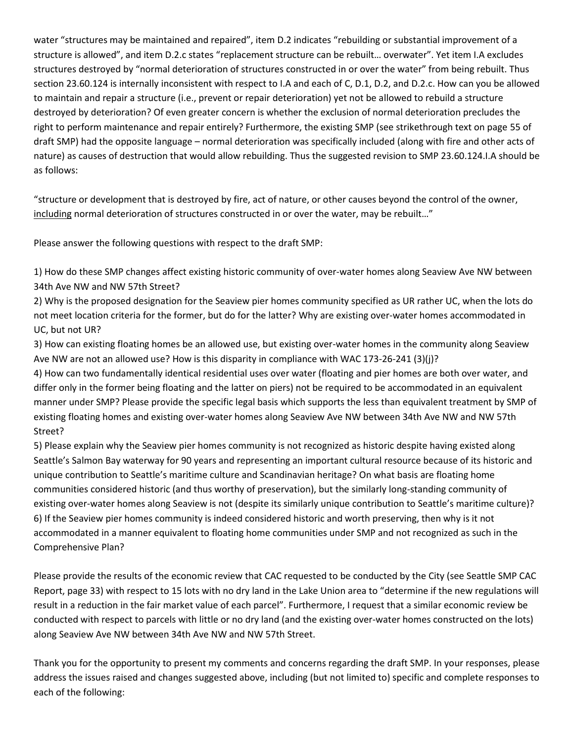water "structures may be maintained and repaired", item D.2 indicates "rebuilding or substantial improvement of a structure is allowed", and item D.2.c states "replacement structure can be rebuilt… overwater". Yet item I.A excludes structures destroyed by "normal deterioration of structures constructed in or over the water" from being rebuilt. Thus section 23.60.124 is internally inconsistent with respect to I.A and each of C, D.1, D.2, and D.2.c. How can you be allowed to maintain and repair a structure (i.e., prevent or repair deterioration) yet not be allowed to rebuild a structure destroyed by deterioration? Of even greater concern is whether the exclusion of normal deterioration precludes the right to perform maintenance and repair entirely? Furthermore, the existing SMP (see strikethrough text on page 55 of draft SMP) had the opposite language – normal deterioration was specifically included (along with fire and other acts of nature) as causes of destruction that would allow rebuilding. Thus the suggested revision to SMP 23.60.124.I.A should be as follows:

"structure or development that is destroyed by fire, act of nature, or other causes beyond the control of the owner, <u>including</u> normal deterioration of structures constructed in or over the water, may be rebuilt…"

Please answer the following questions with respect to the draft SMP:

1) How do these SMP changes affect existing historic community of over-water homes along Seaview Ave NW between 34th Ave NW and NW 57th Street?
2) Why is the proposed designation for the Seaview pier homes community specified as UR rather UC, when the lots do not meet location criteria for the former, but do for the latter? Why are existing over-water homes accommodated in UC, but not UR?
3) How can existing floating homes be an allowed use, but existing over-water homes in the community along Seaview Ave NW are not an allowed use? How is this disparity in compliance with WAC 173-26-241 (3)(j)?
4) How can two fundamentally identical residential uses over water (floating and pier homes are both over water, and differ only in the former being floating and the latter on piers) not be required to be accommodated in an equivalent manner under SMP? Please provide the specific legal basis which supports the less than equivalent treatment by SMP of existing floating homes and existing over-water homes along Seaview Ave NW between 34th Ave NW and NW 57th Street?
5) Please explain why the Seaview pier homes community is not recognized as historic despite having existed along Seattle's Salmon Bay waterway for 90 years and representing an important cultural resource because of its historic and unique contribution to Seattle's maritime culture and Scandinavian heritage? On what basis are floating home communities considered historic (and thus worthy of preservation), but the similarly long-standing community of existing over-water homes along Seaview is not (despite its similarly unique contribution to Seattle's maritime culture)?
6) If the Seaview pier homes community is indeed considered historic and worth preserving, then why is it not accommodated in a manner equivalent to floating home communities under SMP and not recognized as such in the Comprehensive Plan?

Please provide the results of the economic review that CAC requested to be conducted by the City (see Seattle SMP CAC Report, page 33) with respect to 15 lots with no dry land in the Lake Union area to "determine if the new regulations will result in a reduction in the fair market value of each parcel". Furthermore, I request that a similar economic review be conducted with respect to parcels with little or no dry land (and the existing over-water homes constructed on the lots) along Seaview Ave NW between 34th Ave NW and NW 57th Street.

Thank you for the opportunity to present my comments and concerns regarding the draft SMP. In your responses, please address the issues raised and changes suggested above, including (but not limited to) specific and complete responses to each of the following: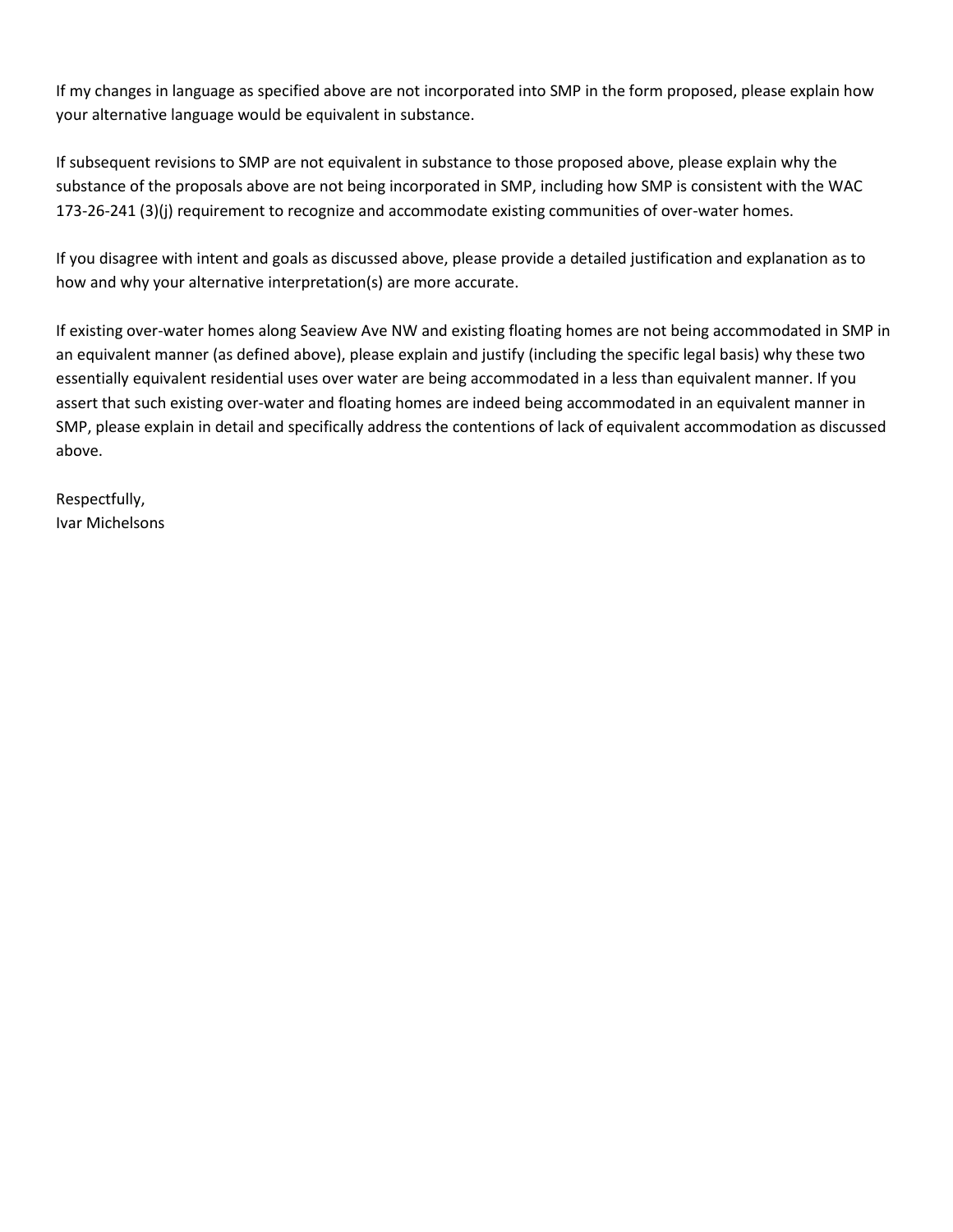If my changes in language as specified above are not incorporated into SMP in the form proposed, please explain how your alternative language would be equivalent in substance.

If subsequent revisions to SMP are not equivalent in substance to those proposed above, please explain why the substance of the proposals above are not being incorporated in SMP, including how SMP is consistent with the WAC 173-26-241 (3)(j) requirement to recognize and accommodate existing communities of over-water homes.

If you disagree with intent and goals as discussed above, please provide a detailed justification and explanation as to how and why your alternative interpretation(s) are more accurate.

If existing over-water homes along Seaview Ave NW and existing floating homes are not being accommodated in SMP in an equivalent manner (as defined above), please explain and justify (including the specific legal basis) why these two essentially equivalent residential uses over water are being accommodated in a less than equivalent manner. If you assert that such existing over-water and floating homes are indeed being accommodated in an equivalent manner in SMP, please explain in detail and specifically address the contentions of lack of equivalent accommodation as discussed above.

Respectfully,
Ivar Michelsons